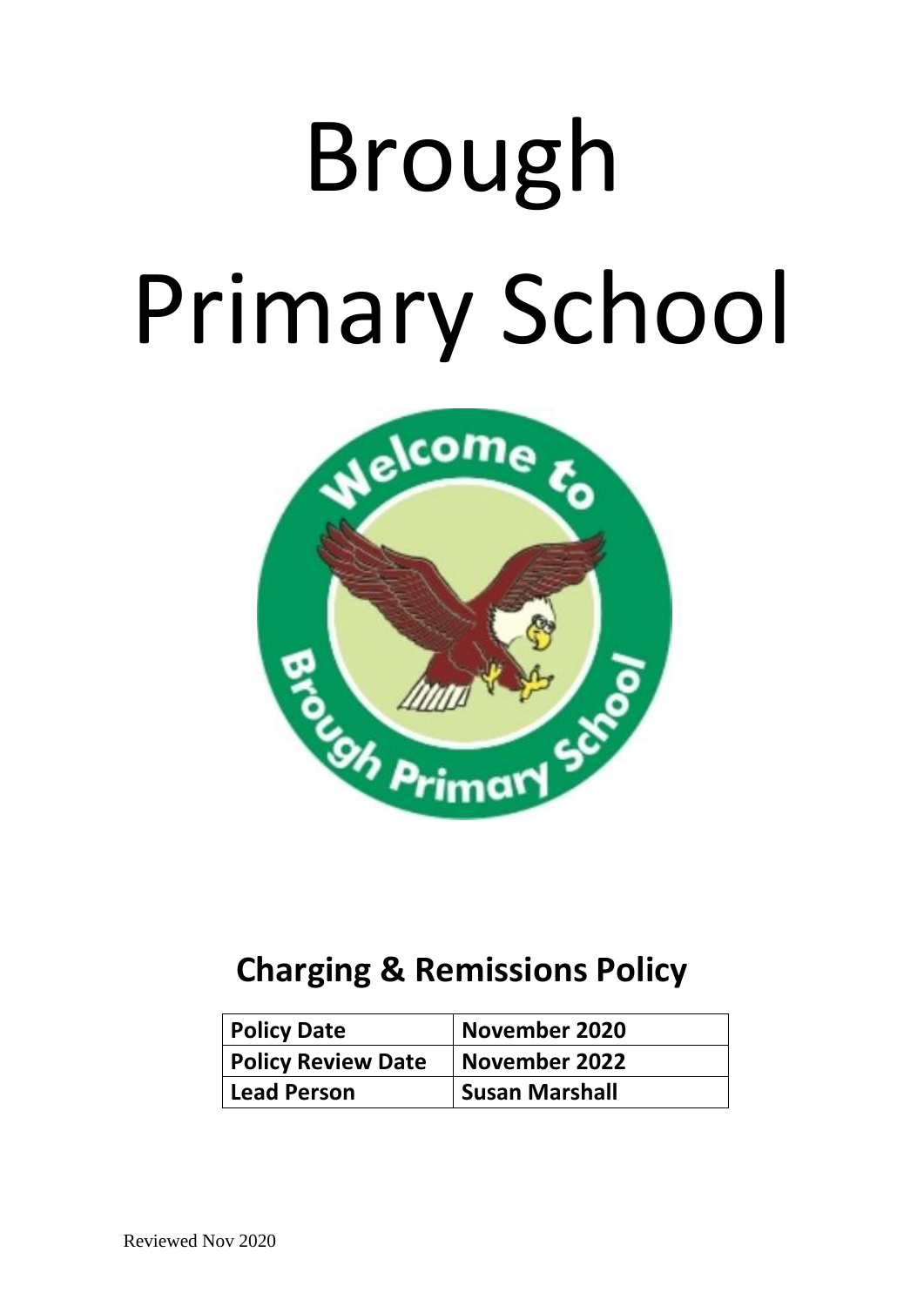# Brough Primary School

## Charging & Remissions Policy

| Policy Date | November 2020 |
|---|---|
| Policy Review Date | November 2022 |
| Lead Person | Susan Marshall |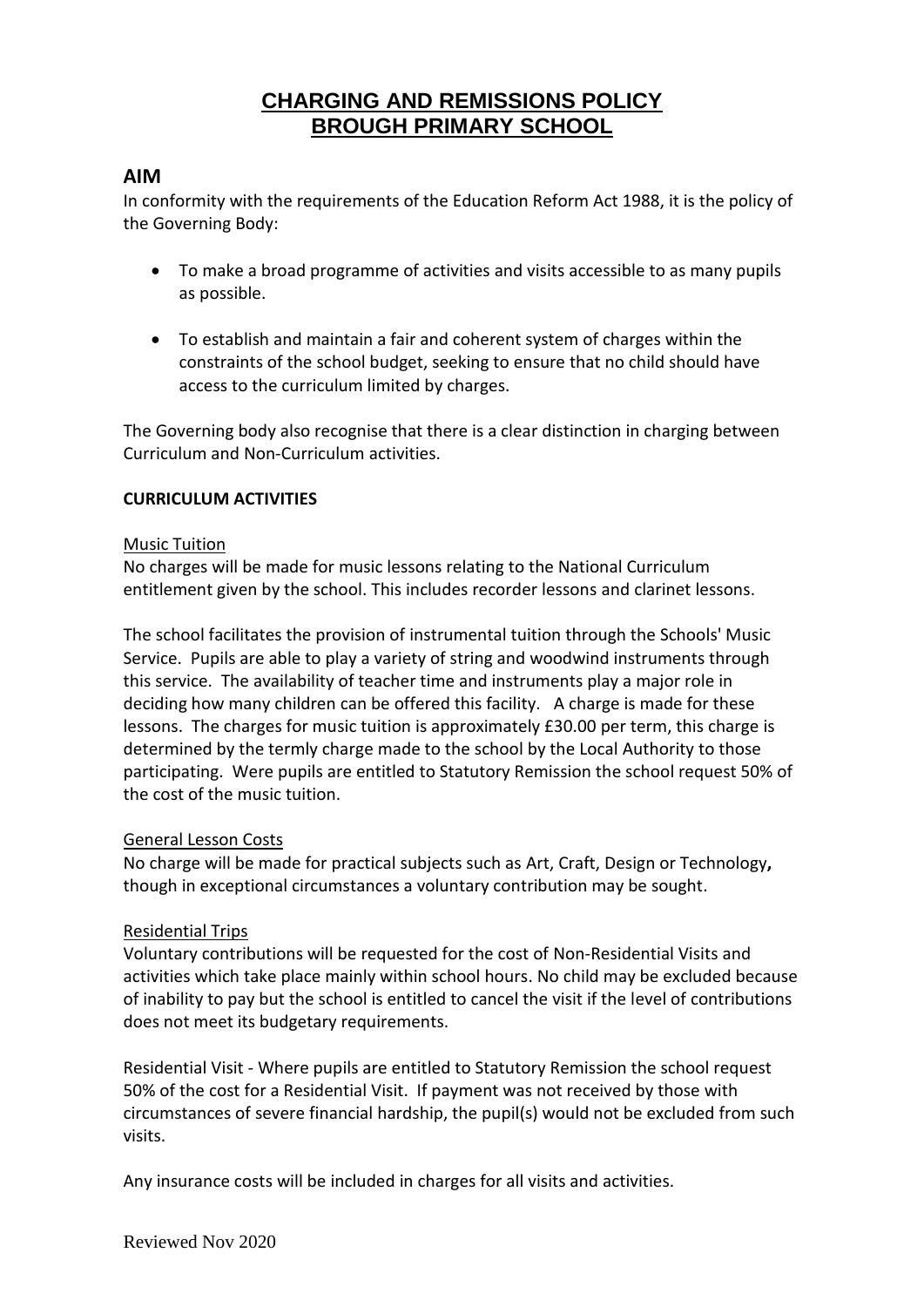# CHARGING AND REMISSIONS POLICY
# BROUGH PRIMARY SCHOOL

## AIM

In conformity with the requirements of the Education Reform Act 1988, it is the policy of the Governing Body:

- To make a broad programme of activities and visits accessible to as many pupils as possible.
- To establish and maintain a fair and coherent system of charges within the constraints of the school budget, seeking to ensure that no child should have access to the curriculum limited by charges.

The Governing body also recognise that there is a clear distinction in charging between Curriculum and Non-Curriculum activities.

**CURRICULUM ACTIVITIES**

Music Tuition

No charges will be made for music lessons relating to the National Curriculum entitlement given by the school. This includes recorder lessons and clarinet lessons.

The school facilitates the provision of instrumental tuition through the Schools' Music Service. Pupils are able to play a variety of string and woodwind instruments through this service. The availability of teacher time and instruments play a major role in deciding how many children can be offered this facility. A charge is made for these lessons. The charges for music tuition is approximately £30.00 per term, this charge is determined by the termly charge made to the school by the Local Authority to those participating. Were pupils are entitled to Statutory Remission the school request 50% of the cost of the music tuition.

General Lesson Costs

No charge will be made for practical subjects such as Art, Craft, Design or Technology**,** though in exceptional circumstances a voluntary contribution may be sought.

Residential Trips

Voluntary contributions will be requested for the cost of Non-Residential Visits and activities which take place mainly within school hours. No child may be excluded because of inability to pay but the school is entitled to cancel the visit if the level of contributions does not meet its budgetary requirements.

Residential Visit - Where pupils are entitled to Statutory Remission the school request 50% of the cost for a Residential Visit. If payment was not received by those with circumstances of severe financial hardship, the pupil(s) would not be excluded from such visits.

Any insurance costs will be included in charges for all visits and activities.

Reviewed Nov 2020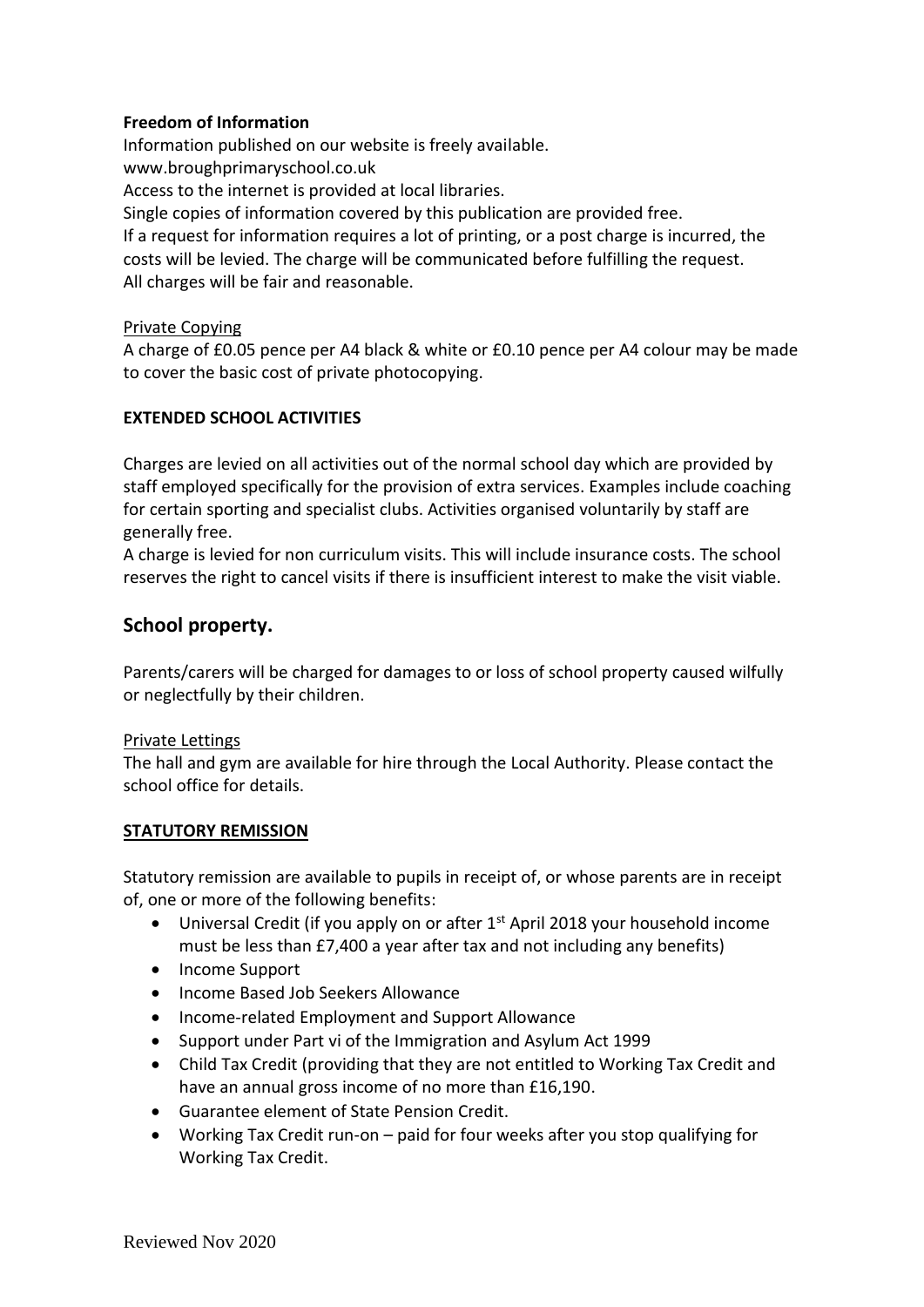**Freedom of Information**

Information published on our website is freely available.
www.broughprimaryschool.co.uk
Access to the internet is provided at local libraries.
Single copies of information covered by this publication are provided free.
If a request for information requires a lot of printing, or a post charge is incurred, the costs will be levied. The charge will be communicated before fulfilling the request.
All charges will be fair and reasonable.

Private Copying

A charge of £0.05 pence per A4 black & white or £0.10 pence per A4 colour may be made to cover the basic cost of private photocopying.

**EXTENDED SCHOOL ACTIVITIES**

Charges are levied on all activities out of the normal school day which are provided by staff employed specifically for the provision of extra services. Examples include coaching for certain sporting and specialist clubs. Activities organised voluntarily by staff are generally free.
A charge is levied for non curriculum visits. This will include insurance costs. The school reserves the right to cancel visits if there is insufficient interest to make the visit viable.

## School property.

Parents/carers will be charged for damages to or loss of school property caused wilfully or neglectfully by their children.

Private Lettings

The hall and gym are available for hire through the Local Authority. Please contact the school office for details.

**STATUTORY REMISSION**

Statutory remission are available to pupils in receipt of, or whose parents are in receipt of, one or more of the following benefits:

- Universal Credit (if you apply on or after 1st April 2018 your household income must be less than £7,400 a year after tax and not including any benefits)
- Income Support
- Income Based Job Seekers Allowance
- Income-related Employment and Support Allowance
- Support under Part vi of the Immigration and Asylum Act 1999
- Child Tax Credit (providing that they are not entitled to Working Tax Credit and have an annual gross income of no more than £16,190.
- Guarantee element of State Pension Credit.
- Working Tax Credit run-on – paid for four weeks after you stop qualifying for Working Tax Credit.

Reviewed Nov 2020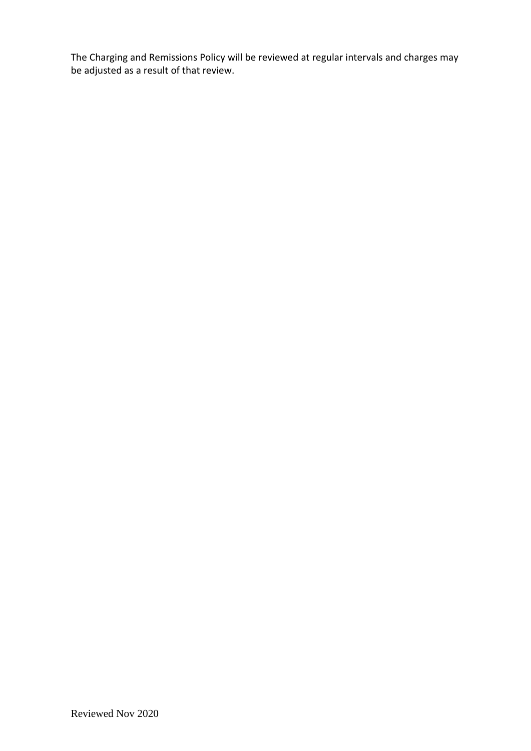The Charging and Remissions Policy will be reviewed at regular intervals and charges may be adjusted as a result of that review.

Reviewed Nov 2020